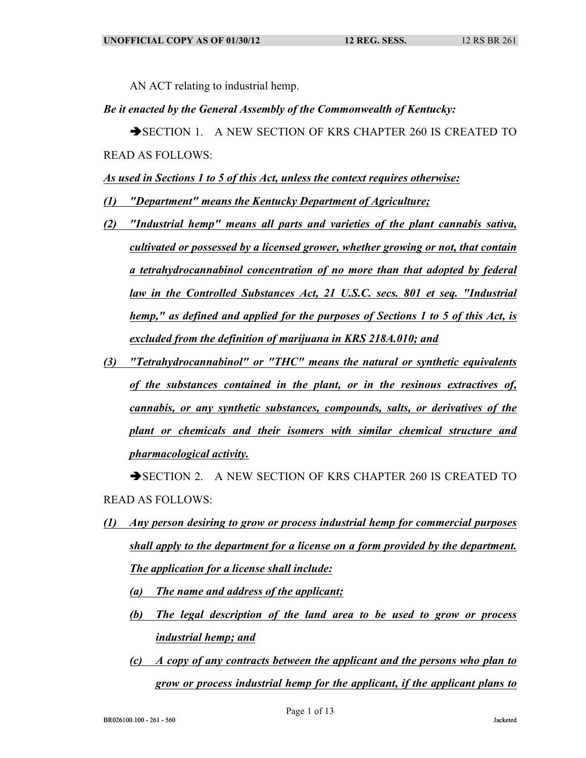AN ACT relating to industrial hemp.

*Be it enacted by the General Assembly of the Commonwealth of Kentucky:*

➔SECTION 1. A NEW SECTION OF KRS CHAPTER 260 IS CREATED TO READ AS FOLLOWS:

*As used in Sections 1 to 5 of this Act, unless the context requires otherwise:*

*(1) "Department" means the Kentucky Department of Agriculture;*

*(2) "Industrial hemp" means all parts and varieties of the plant cannabis sativa, cultivated or possessed by a licensed grower, whether growing or not, that contain a tetrahydrocannabinol concentration of no more than that adopted by federal law in the Controlled Substances Act, 21 U.S.C. secs. 801 et seq. "Industrial hemp," as defined and applied for the purposes of Sections 1 to 5 of this Act, is excluded from the definition of marijuana in KRS 218A.010; and*

*(3) "Tetrahydrocannabinol" or "THC" means the natural or synthetic equivalents of the substances contained in the plant, or in the resinous extractives of, cannabis, or any synthetic substances, compounds, salts, or derivatives of the plant or chemicals and their isomers with similar chemical structure and pharmacological activity.*

➔SECTION 2. A NEW SECTION OF KRS CHAPTER 260 IS CREATED TO READ AS FOLLOWS:

*(1) Any person desiring to grow or process industrial hemp for commercial purposes shall apply to the department for a license on a form provided by the department. The application for a license shall include:*

*(a) The name and address of the applicant;*

*(b) The legal description of the land area to be used to grow or process industrial hemp; and*

*(c) A copy of any contracts between the applicant and the persons who plan to grow or process industrial hemp for the applicant, if the applicant plans to*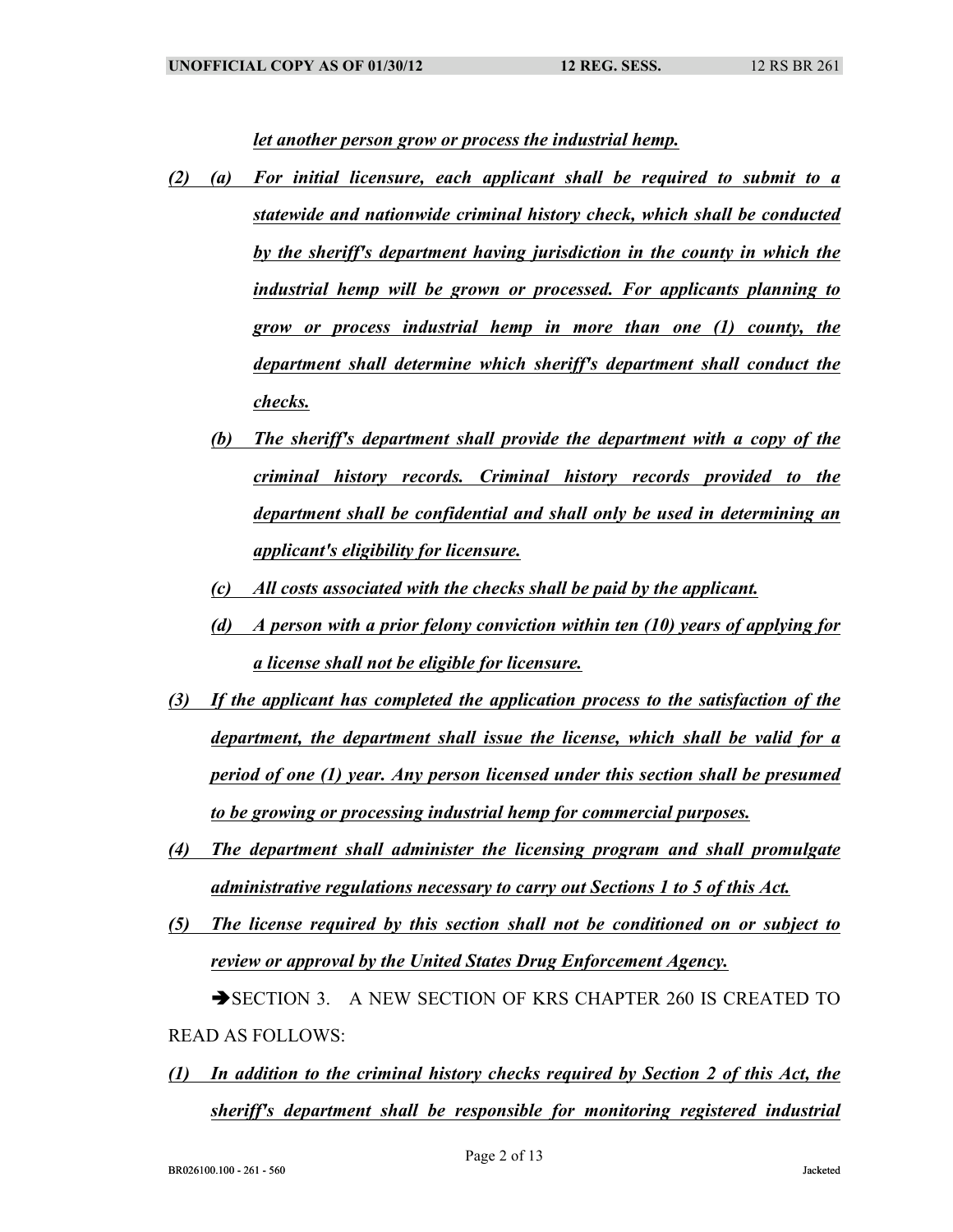*let another person grow or process the industrial hemp.*

*(2) (a) For initial licensure, each applicant shall be required to submit to a statewide and nationwide criminal history check, which shall be conducted by the sheriff's department having jurisdiction in the county in which the industrial hemp will be grown or processed. For applicants planning to grow or process industrial hemp in more than one (1) county, the department shall determine which sheriff's department shall conduct the checks.*

*(b) The sheriff's department shall provide the department with a copy of the criminal history records. Criminal history records provided to the department shall be confidential and shall only be used in determining an applicant's eligibility for licensure.*

*(c) All costs associated with the checks shall be paid by the applicant.*

*(d) A person with a prior felony conviction within ten (10) years of applying for a license shall not be eligible for licensure.*

*(3) If the applicant has completed the application process to the satisfaction of the department, the department shall issue the license, which shall be valid for a period of one (1) year. Any person licensed under this section shall be presumed to be growing or processing industrial hemp for commercial purposes.*

*(4) The department shall administer the licensing program and shall promulgate administrative regulations necessary to carry out Sections 1 to 5 of this Act.*

*(5) The license required by this section shall not be conditioned on or subject to review or approval by the United States Drug Enforcement Agency.*

➔SECTION 3. A NEW SECTION OF KRS CHAPTER 260 IS CREATED TO READ AS FOLLOWS:

*(1) In addition to the criminal history checks required by Section 2 of this Act, the sheriff's department shall be responsible for monitoring registered industrial*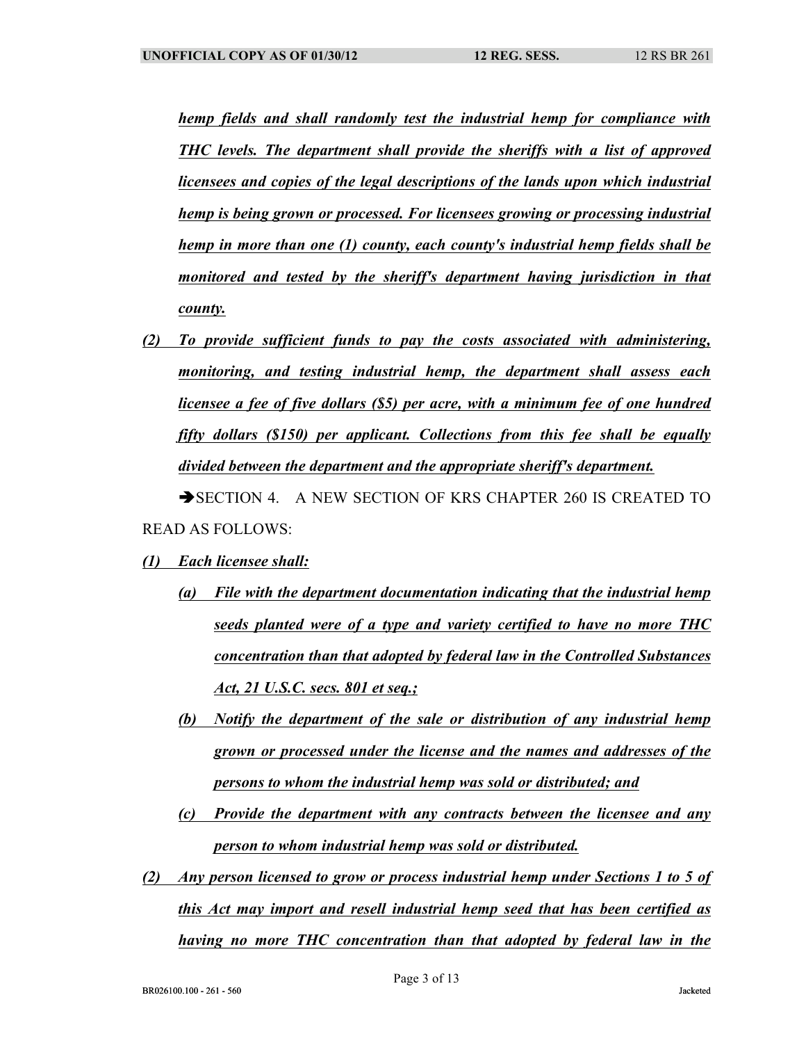***hemp fields and shall randomly test the industrial hemp for compliance with THC levels. The department shall provide the sheriffs with a list of approved licensees and copies of the legal descriptions of the lands upon which industrial hemp is being grown or processed. For licensees growing or processing industrial hemp in more than one (1) county, each county's industrial hemp fields shall be monitored and tested by the sheriff's department having jurisdiction in that county.***

***(2) To provide sufficient funds to pay the costs associated with administering, monitoring, and testing industrial hemp, the department shall assess each licensee a fee of five dollars ($5) per acre, with a minimum fee of one hundred fifty dollars ($150) per applicant. Collections from this fee shall be equally divided between the department and the appropriate sheriff's department.***

➔SECTION 4. A NEW SECTION OF KRS CHAPTER 260 IS CREATED TO READ AS FOLLOWS:

***(1) Each licensee shall:***

***(a) File with the department documentation indicating that the industrial hemp seeds planted were of a type and variety certified to have no more THC concentration than that adopted by federal law in the Controlled Substances Act, 21 U.S.C. secs. 801 et seq.;***

***(b) Notify the department of the sale or distribution of any industrial hemp grown or processed under the license and the names and addresses of the persons to whom the industrial hemp was sold or distributed; and***

***(c) Provide the department with any contracts between the licensee and any person to whom industrial hemp was sold or distributed.***

***(2) Any person licensed to grow or process industrial hemp under Sections 1 to 5 of this Act may import and resell industrial hemp seed that has been certified as having no more THC concentration than that adopted by federal law in the***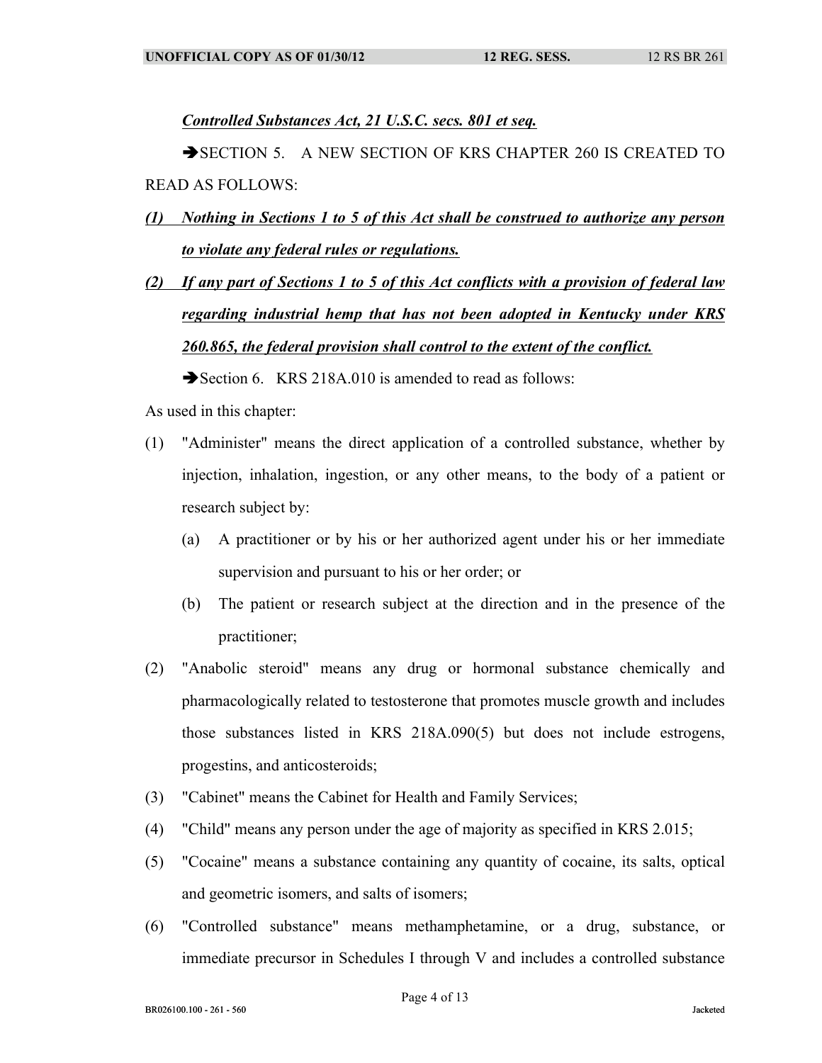***Controlled Substances Act, 21 U.S.C. secs. 801 et seq.***

➔SECTION 5. A NEW SECTION OF KRS CHAPTER 260 IS CREATED TO READ AS FOLLOWS:

***(1) Nothing in Sections 1 to 5 of this Act shall be construed to authorize any person to violate any federal rules or regulations.***

***(2) If any part of Sections 1 to 5 of this Act conflicts with a provision of federal law regarding industrial hemp that has not been adopted in Kentucky under KRS 260.865, the federal provision shall control to the extent of the conflict.***

➔Section 6. KRS 218A.010 is amended to read as follows:

As used in this chapter:

(1) "Administer" means the direct application of a controlled substance, whether by injection, inhalation, ingestion, or any other means, to the body of a patient or research subject by:

  (a) A practitioner or by his or her authorized agent under his or her immediate supervision and pursuant to his or her order; or

  (b) The patient or research subject at the direction and in the presence of the practitioner;

(2) "Anabolic steroid" means any drug or hormonal substance chemically and pharmacologically related to testosterone that promotes muscle growth and includes those substances listed in KRS 218A.090(5) but does not include estrogens, progestins, and anticosteroids;

(3) "Cabinet" means the Cabinet for Health and Family Services;

(4) "Child" means any person under the age of majority as specified in KRS 2.015;

(5) "Cocaine" means a substance containing any quantity of cocaine, its salts, optical and geometric isomers, and salts of isomers;

(6) "Controlled substance" means methamphetamine, or a drug, substance, or immediate precursor in Schedules I through V and includes a controlled substance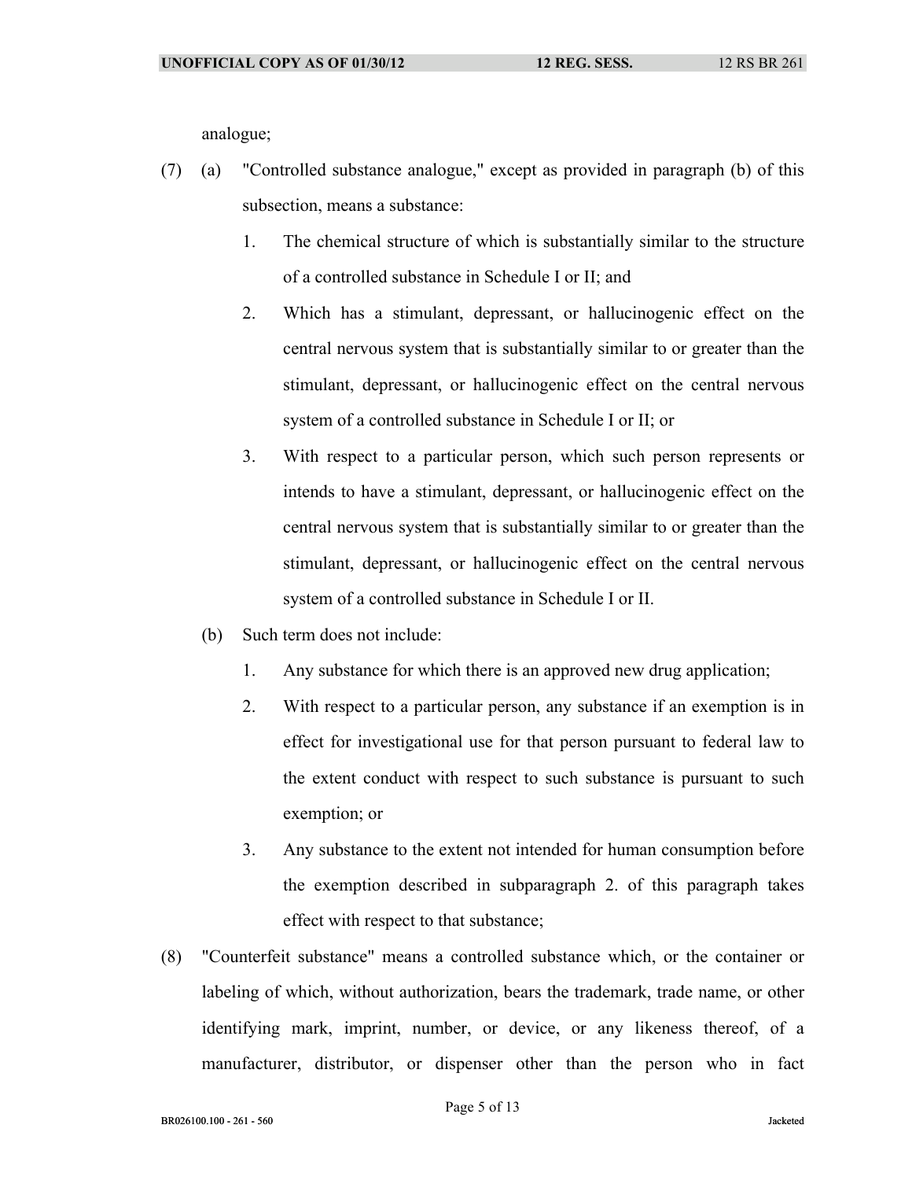analogue;

(7) (a) "Controlled substance analogue," except as provided in paragraph (b) of this subsection, means a substance:

1. The chemical structure of which is substantially similar to the structure of a controlled substance in Schedule I or II; and

2. Which has a stimulant, depressant, or hallucinogenic effect on the central nervous system that is substantially similar to or greater than the stimulant, depressant, or hallucinogenic effect on the central nervous system of a controlled substance in Schedule I or II; or

3. With respect to a particular person, which such person represents or intends to have a stimulant, depressant, or hallucinogenic effect on the central nervous system that is substantially similar to or greater than the stimulant, depressant, or hallucinogenic effect on the central nervous system of a controlled substance in Schedule I or II.

(b) Such term does not include:

1. Any substance for which there is an approved new drug application;

2. With respect to a particular person, any substance if an exemption is in effect for investigational use for that person pursuant to federal law to the extent conduct with respect to such substance is pursuant to such exemption; or

3. Any substance to the extent not intended for human consumption before the exemption described in subparagraph 2. of this paragraph takes effect with respect to that substance;

(8) "Counterfeit substance" means a controlled substance which, or the container or labeling of which, without authorization, bears the trademark, trade name, or other identifying mark, imprint, number, or device, or any likeness thereof, of a manufacturer, distributor, or dispenser other than the person who in fact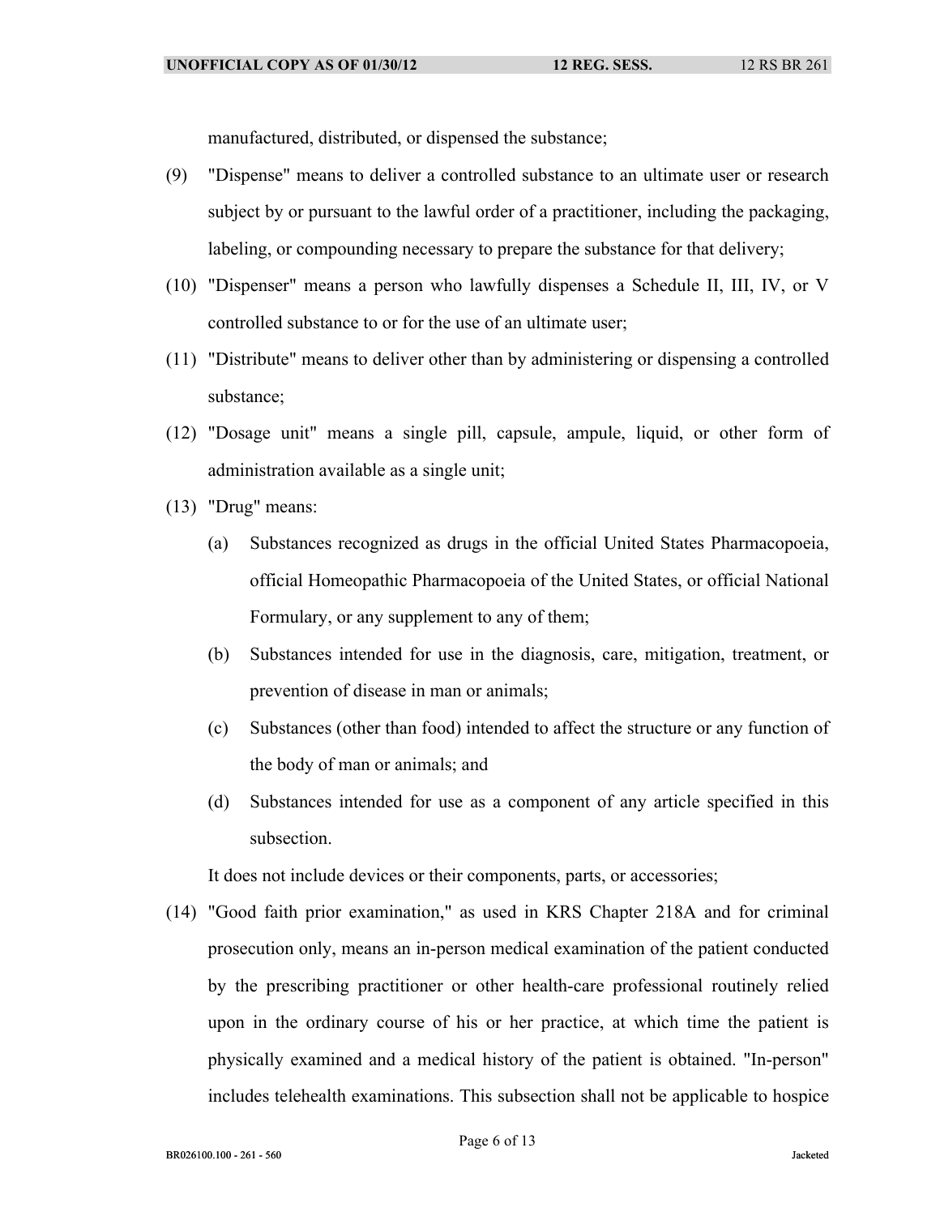manufactured, distributed, or dispensed the substance;

(9) "Dispense" means to deliver a controlled substance to an ultimate user or research subject by or pursuant to the lawful order of a practitioner, including the packaging, labeling, or compounding necessary to prepare the substance for that delivery;

(10) "Dispenser" means a person who lawfully dispenses a Schedule II, III, IV, or V controlled substance to or for the use of an ultimate user;

(11) "Distribute" means to deliver other than by administering or dispensing a controlled substance;

(12) "Dosage unit" means a single pill, capsule, ampule, liquid, or other form of administration available as a single unit;

(13) "Drug" means:

(a) Substances recognized as drugs in the official United States Pharmacopoeia, official Homeopathic Pharmacopoeia of the United States, or official National Formulary, or any supplement to any of them;

(b) Substances intended for use in the diagnosis, care, mitigation, treatment, or prevention of disease in man or animals;

(c) Substances (other than food) intended to affect the structure or any function of the body of man or animals; and

(d) Substances intended for use as a component of any article specified in this subsection.

It does not include devices or their components, parts, or accessories;

(14) "Good faith prior examination," as used in KRS Chapter 218A and for criminal prosecution only, means an in-person medical examination of the patient conducted by the prescribing practitioner or other health-care professional routinely relied upon in the ordinary course of his or her practice, at which time the patient is physically examined and a medical history of the patient is obtained. "In-person" includes telehealth examinations. This subsection shall not be applicable to hospice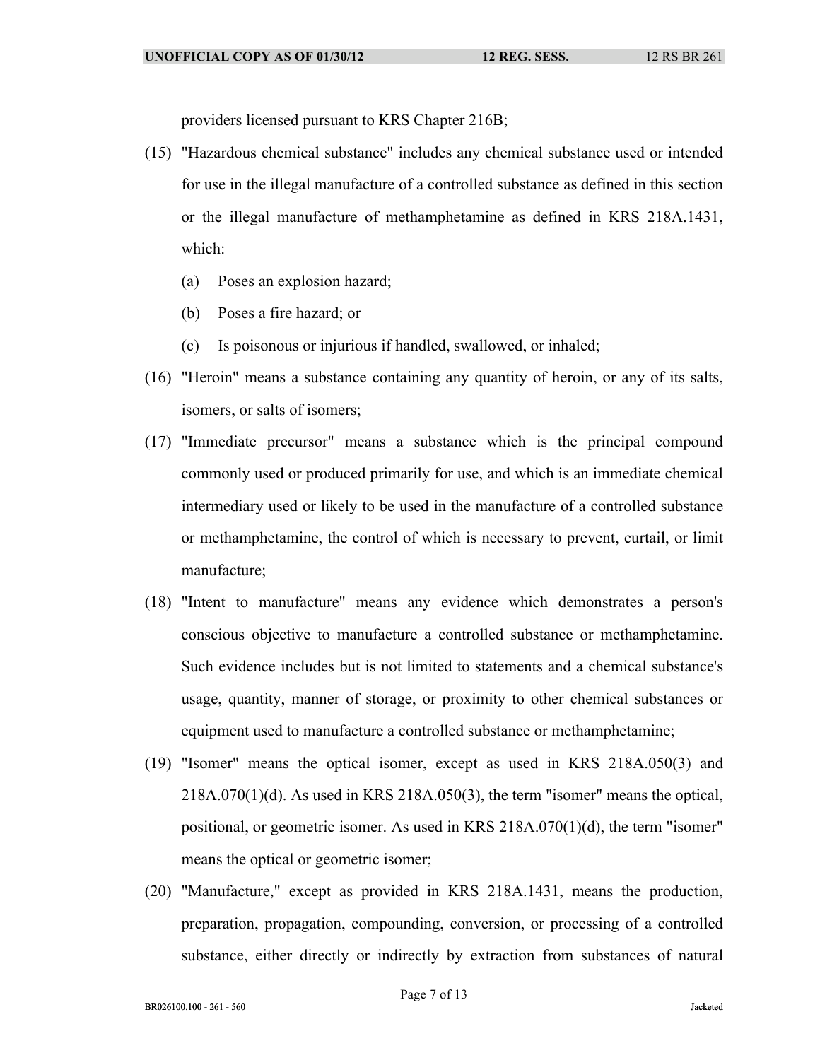providers licensed pursuant to KRS Chapter 216B;

(15) "Hazardous chemical substance" includes any chemical substance used or intended for use in the illegal manufacture of a controlled substance as defined in this section or the illegal manufacture of methamphetamine as defined in KRS 218A.1431, which:

(a) Poses an explosion hazard;

(b) Poses a fire hazard; or

(c) Is poisonous or injurious if handled, swallowed, or inhaled;

(16) "Heroin" means a substance containing any quantity of heroin, or any of its salts, isomers, or salts of isomers;

(17) "Immediate precursor" means a substance which is the principal compound commonly used or produced primarily for use, and which is an immediate chemical intermediary used or likely to be used in the manufacture of a controlled substance or methamphetamine, the control of which is necessary to prevent, curtail, or limit manufacture;

(18) "Intent to manufacture" means any evidence which demonstrates a person's conscious objective to manufacture a controlled substance or methamphetamine. Such evidence includes but is not limited to statements and a chemical substance's usage, quantity, manner of storage, or proximity to other chemical substances or equipment used to manufacture a controlled substance or methamphetamine;

(19) "Isomer" means the optical isomer, except as used in KRS 218A.050(3) and 218A.070(1)(d). As used in KRS 218A.050(3), the term "isomer" means the optical, positional, or geometric isomer. As used in KRS 218A.070(1)(d), the term "isomer" means the optical or geometric isomer;

(20) "Manufacture," except as provided in KRS 218A.1431, means the production, preparation, propagation, compounding, conversion, or processing of a controlled substance, either directly or indirectly by extraction from substances of natural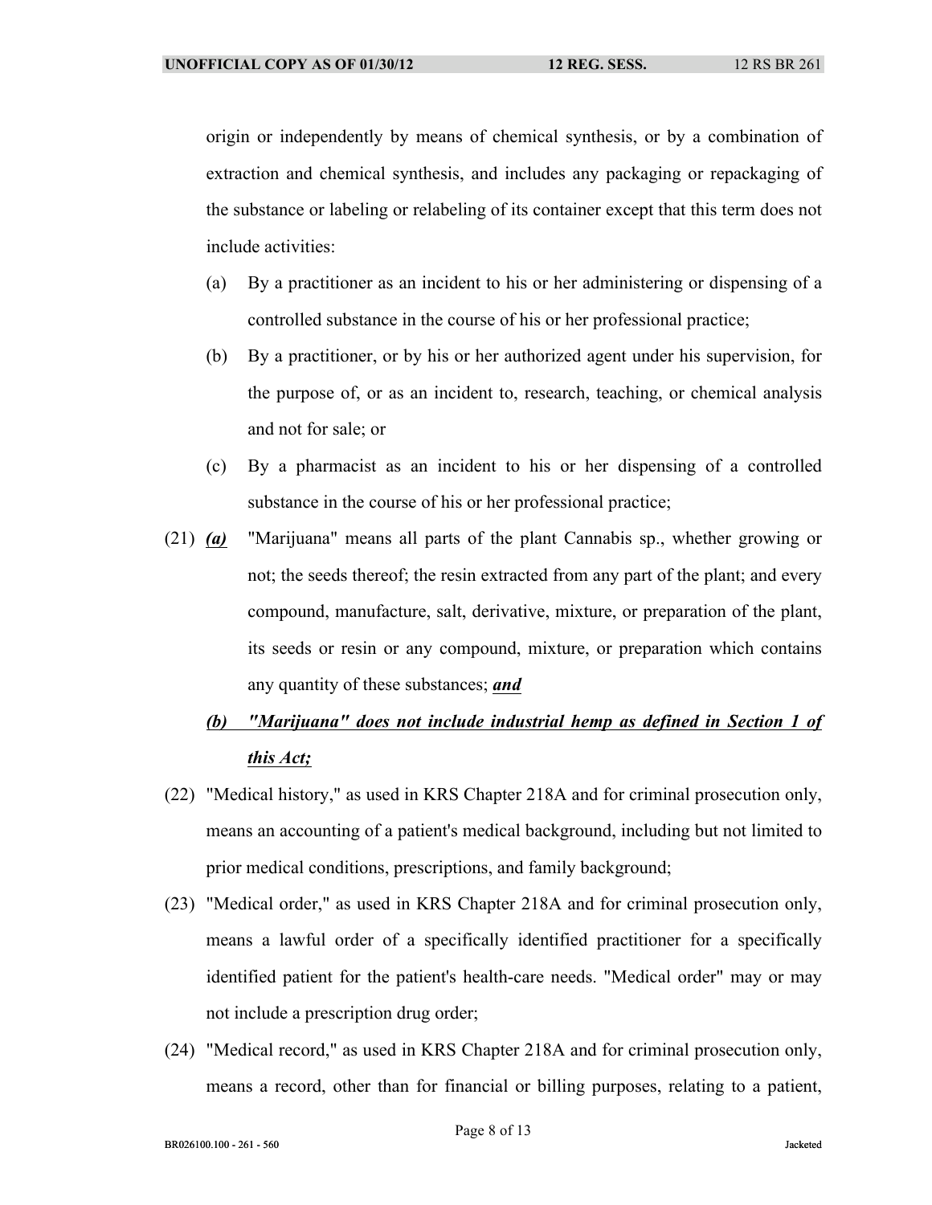origin or independently by means of chemical synthesis, or by a combination of extraction and chemical synthesis, and includes any packaging or repackaging of the substance or labeling or relabeling of its container except that this term does not include activities:

(a) By a practitioner as an incident to his or her administering or dispensing of a controlled substance in the course of his or her professional practice;

(b) By a practitioner, or by his or her authorized agent under his supervision, for the purpose of, or as an incident to, research, teaching, or chemical analysis and not for sale; or

(c) By a pharmacist as an incident to his or her dispensing of a controlled substance in the course of his or her professional practice;

(21) ***(a)*** "Marijuana" means all parts of the plant Cannabis sp., whether growing or not; the seeds thereof; the resin extracted from any part of the plant; and every compound, manufacture, salt, derivative, mixture, or preparation of the plant, its seeds or resin or any compound, mixture, or preparation which contains any quantity of these substances; ***and***

***(b) "Marijuana" does not include industrial hemp as defined in Section 1 of this Act;***

(22) "Medical history," as used in KRS Chapter 218A and for criminal prosecution only, means an accounting of a patient's medical background, including but not limited to prior medical conditions, prescriptions, and family background;

(23) "Medical order," as used in KRS Chapter 218A and for criminal prosecution only, means a lawful order of a specifically identified practitioner for a specifically identified patient for the patient's health-care needs. "Medical order" may or may not include a prescription drug order;

(24) "Medical record," as used in KRS Chapter 218A and for criminal prosecution only, means a record, other than for financial or billing purposes, relating to a patient,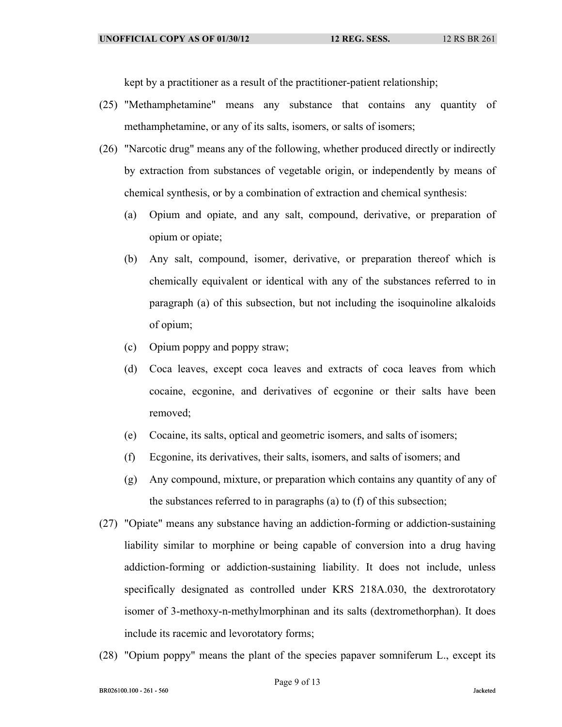kept by a practitioner as a result of the practitioner-patient relationship;

(25) "Methamphetamine" means any substance that contains any quantity of methamphetamine, or any of its salts, isomers, or salts of isomers;

(26) "Narcotic drug" means any of the following, whether produced directly or indirectly by extraction from substances of vegetable origin, or independently by means of chemical synthesis, or by a combination of extraction and chemical synthesis:

  (a) Opium and opiate, and any salt, compound, derivative, or preparation of opium or opiate;

  (b) Any salt, compound, isomer, derivative, or preparation thereof which is chemically equivalent or identical with any of the substances referred to in paragraph (a) of this subsection, but not including the isoquinoline alkaloids of opium;

  (c) Opium poppy and poppy straw;

  (d) Coca leaves, except coca leaves and extracts of coca leaves from which cocaine, ecgonine, and derivatives of ecgonine or their salts have been removed;

  (e) Cocaine, its salts, optical and geometric isomers, and salts of isomers;

  (f) Ecgonine, its derivatives, their salts, isomers, and salts of isomers; and

  (g) Any compound, mixture, or preparation which contains any quantity of any of the substances referred to in paragraphs (a) to (f) of this subsection;

(27) "Opiate" means any substance having an addiction-forming or addiction-sustaining liability similar to morphine or being capable of conversion into a drug having addiction-forming or addiction-sustaining liability. It does not include, unless specifically designated as controlled under KRS 218A.030, the dextrorotatory isomer of 3-methoxy-n-methylmorphinan and its salts (dextromethorphan). It does include its racemic and levorotatory forms;

(28) "Opium poppy" means the plant of the species papaver somniferum L., except its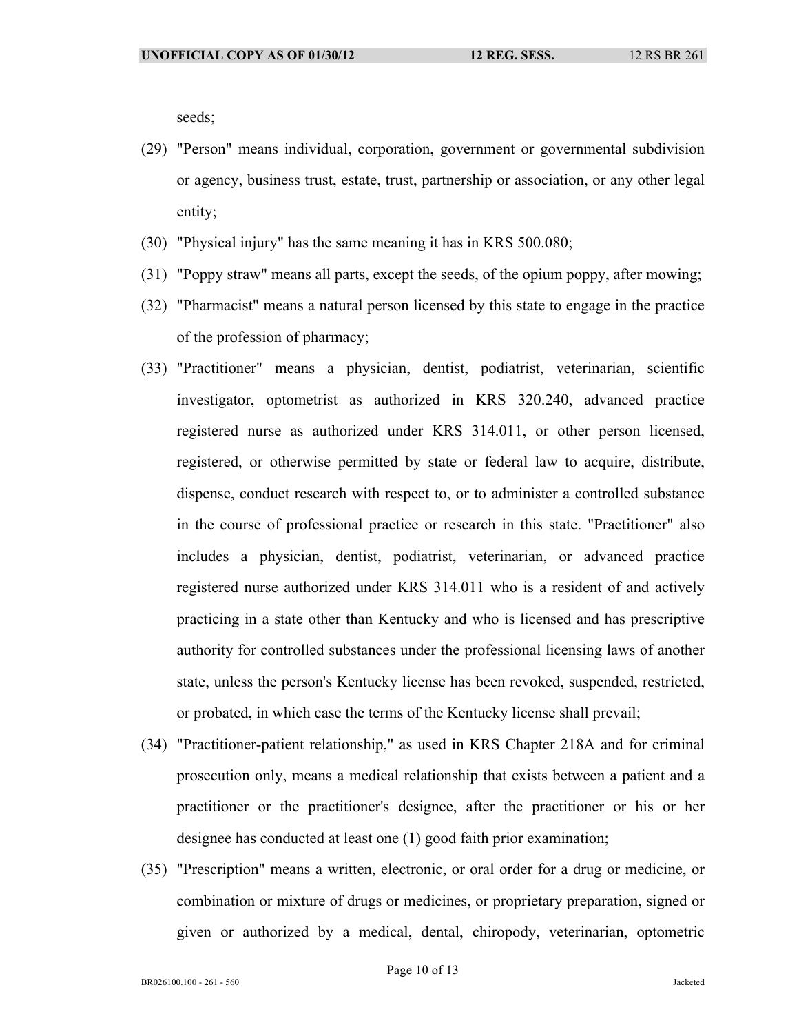seeds;

(29) "Person" means individual, corporation, government or governmental subdivision or agency, business trust, estate, trust, partnership or association, or any other legal entity;

(30) "Physical injury" has the same meaning it has in KRS 500.080;

(31) "Poppy straw" means all parts, except the seeds, of the opium poppy, after mowing;

(32) "Pharmacist" means a natural person licensed by this state to engage in the practice of the profession of pharmacy;

(33) "Practitioner" means a physician, dentist, podiatrist, veterinarian, scientific investigator, optometrist as authorized in KRS 320.240, advanced practice registered nurse as authorized under KRS 314.011, or other person licensed, registered, or otherwise permitted by state or federal law to acquire, distribute, dispense, conduct research with respect to, or to administer a controlled substance in the course of professional practice or research in this state. "Practitioner" also includes a physician, dentist, podiatrist, veterinarian, or advanced practice registered nurse authorized under KRS 314.011 who is a resident of and actively practicing in a state other than Kentucky and who is licensed and has prescriptive authority for controlled substances under the professional licensing laws of another state, unless the person's Kentucky license has been revoked, suspended, restricted, or probated, in which case the terms of the Kentucky license shall prevail;

(34) "Practitioner-patient relationship," as used in KRS Chapter 218A and for criminal prosecution only, means a medical relationship that exists between a patient and a practitioner or the practitioner's designee, after the practitioner or his or her designee has conducted at least one (1) good faith prior examination;

(35) "Prescription" means a written, electronic, or oral order for a drug or medicine, or combination or mixture of drugs or medicines, or proprietary preparation, signed or given or authorized by a medical, dental, chiropody, veterinarian, optometric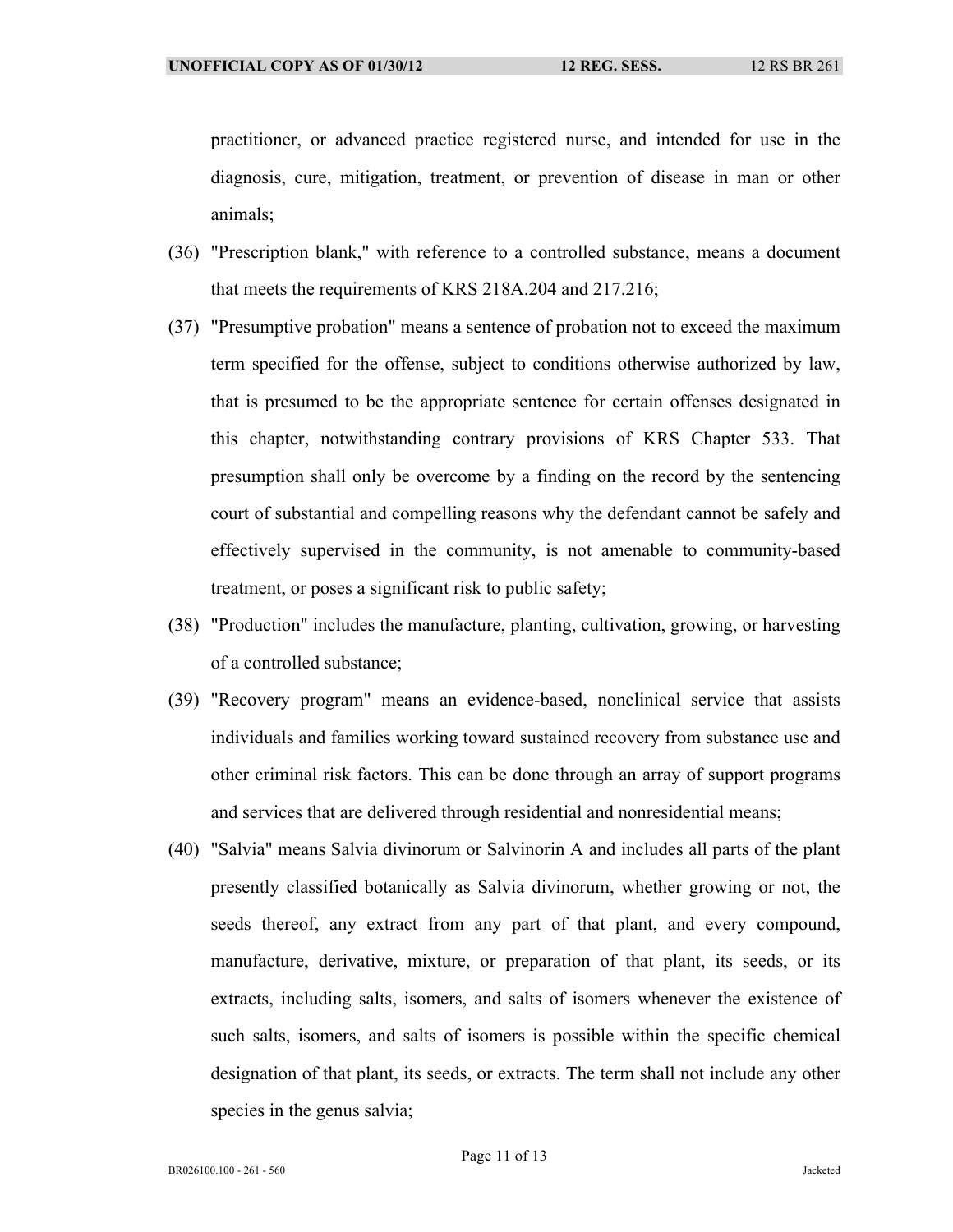practitioner, or advanced practice registered nurse, and intended for use in the diagnosis, cure, mitigation, treatment, or prevention of disease in man or other animals;

(36) "Prescription blank," with reference to a controlled substance, means a document that meets the requirements of KRS 218A.204 and 217.216;

(37) "Presumptive probation" means a sentence of probation not to exceed the maximum term specified for the offense, subject to conditions otherwise authorized by law, that is presumed to be the appropriate sentence for certain offenses designated in this chapter, notwithstanding contrary provisions of KRS Chapter 533. That presumption shall only be overcome by a finding on the record by the sentencing court of substantial and compelling reasons why the defendant cannot be safely and effectively supervised in the community, is not amenable to community-based treatment, or poses a significant risk to public safety;

(38) "Production" includes the manufacture, planting, cultivation, growing, or harvesting of a controlled substance;

(39) "Recovery program" means an evidence-based, nonclinical service that assists individuals and families working toward sustained recovery from substance use and other criminal risk factors. This can be done through an array of support programs and services that are delivered through residential and nonresidential means;

(40) "Salvia" means Salvia divinorum or Salvinorin A and includes all parts of the plant presently classified botanically as Salvia divinorum, whether growing or not, the seeds thereof, any extract from any part of that plant, and every compound, manufacture, derivative, mixture, or preparation of that plant, its seeds, or its extracts, including salts, isomers, and salts of isomers whenever the existence of such salts, isomers, and salts of isomers is possible within the specific chemical designation of that plant, its seeds, or extracts. The term shall not include any other species in the genus salvia;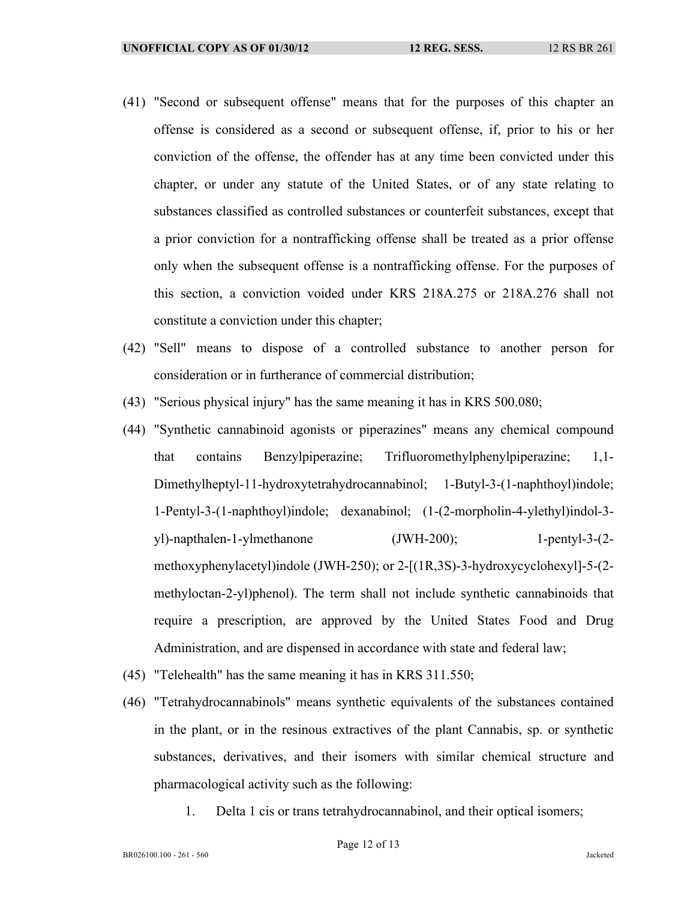(41) "Second or subsequent offense" means that for the purposes of this chapter an offense is considered as a second or subsequent offense, if, prior to his or her conviction of the offense, the offender has at any time been convicted under this chapter, or under any statute of the United States, or of any state relating to substances classified as controlled substances or counterfeit substances, except that a prior conviction for a nontrafficking offense shall be treated as a prior offense only when the subsequent offense is a nontrafficking offense. For the purposes of this section, a conviction voided under KRS 218A.275 or 218A.276 shall not constitute a conviction under this chapter;

(42) "Sell" means to dispose of a controlled substance to another person for consideration or in furtherance of commercial distribution;

(43) "Serious physical injury" has the same meaning it has in KRS 500.080;

(44) "Synthetic cannabinoid agonists or piperazines" means any chemical compound that contains Benzylpiperazine; Trifluoromethylphenylpiperazine; 1,1-Dimethylheptyl-11-hydroxytetrahydrocannabinol; 1-Butyl-3-(1-naphthoyl)indole; 1-Pentyl-3-(1-naphthoyl)indole; dexanabinol; (1-(2-morpholin-4-ylethyl)indol-3-yl)-napthalen-1-ylmethanone (JWH-200); 1-pentyl-3-(2-methoxyphenylacetyl)indole (JWH-250); or 2-[(1R,3S)-3-hydroxycyclohexyl]-5-(2-methyloctan-2-yl)phenol). The term shall not include synthetic cannabinoids that require a prescription, are approved by the United States Food and Drug Administration, and are dispensed in accordance with state and federal law;

(45) "Telehealth" has the same meaning it has in KRS 311.550;

(46) "Tetrahydrocannabinols" means synthetic equivalents of the substances contained in the plant, or in the resinous extractives of the plant Cannabis, sp. or synthetic substances, derivatives, and their isomers with similar chemical structure and pharmacological activity such as the following:

1. Delta 1 cis or trans tetrahydrocannabinol, and their optical isomers;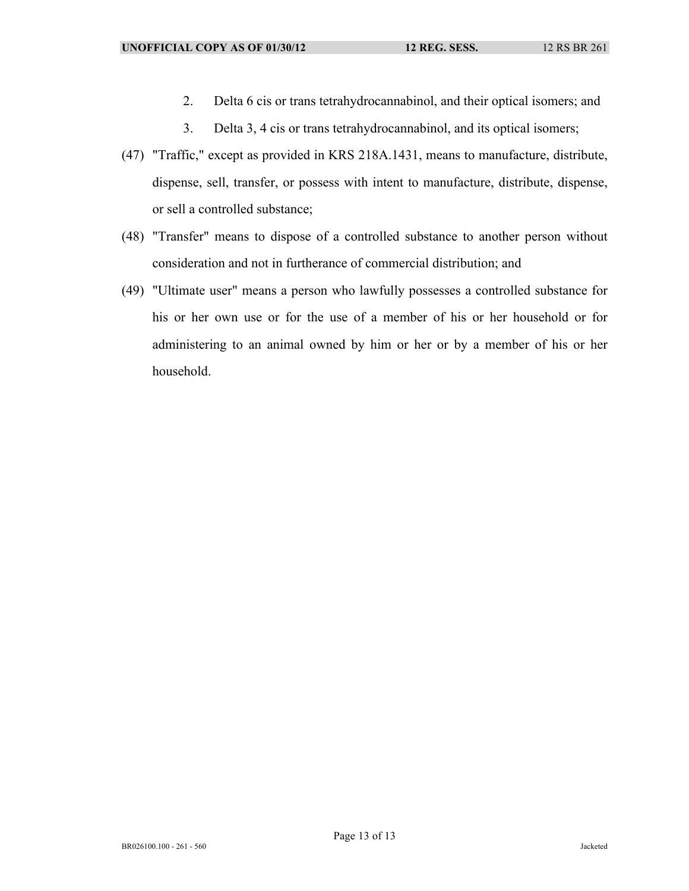2. Delta 6 cis or trans tetrahydrocannabinol, and their optical isomers; and

3. Delta 3, 4 cis or trans tetrahydrocannabinol, and its optical isomers;

(47) "Traffic," except as provided in KRS 218A.1431, means to manufacture, distribute, dispense, sell, transfer, or possess with intent to manufacture, distribute, dispense, or sell a controlled substance;

(48) "Transfer" means to dispose of a controlled substance to another person without consideration and not in furtherance of commercial distribution; and

(49) "Ultimate user" means a person who lawfully possesses a controlled substance for his or her own use or for the use of a member of his or her household or for administering to an animal owned by him or her or by a member of his or her household.